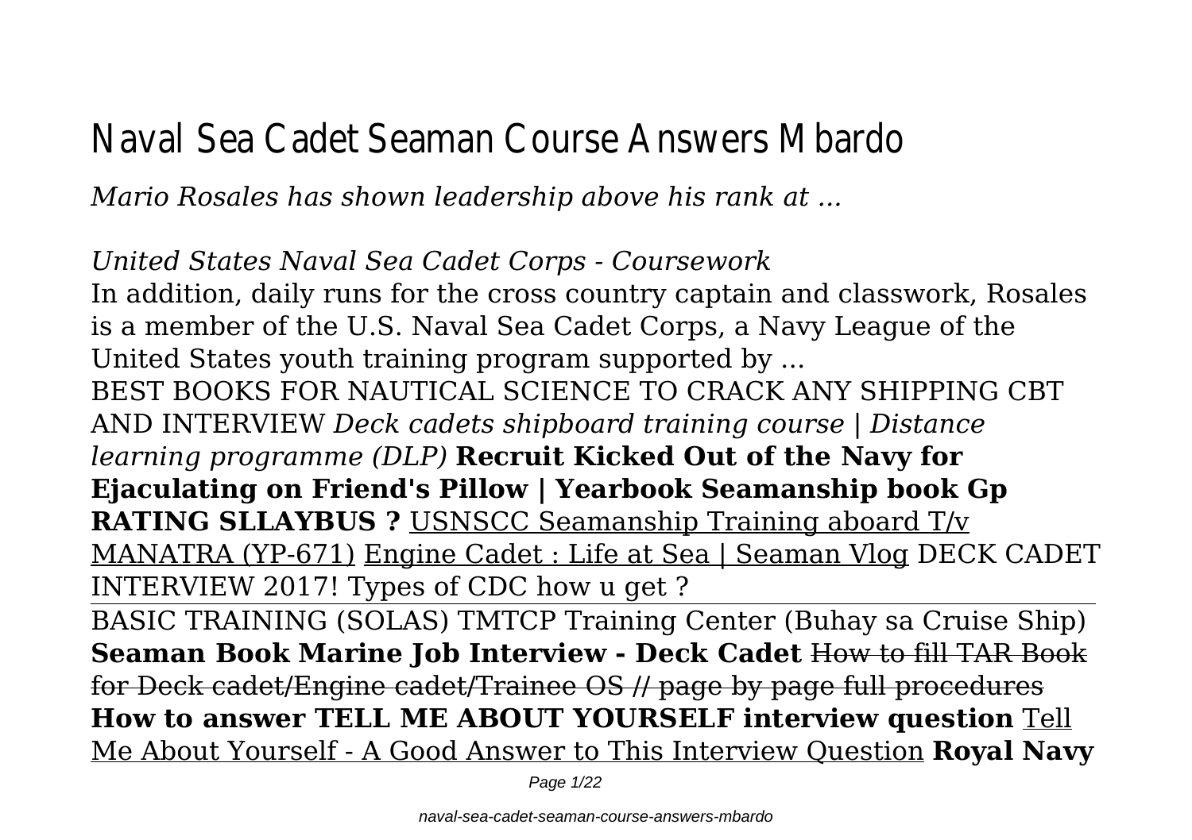# Naval Sea Cadet Seaman Course Answers Mbardo

*Mario Rosales has shown leadership above his rank at ...*

*United States Naval Sea Cadet Corps - Coursework*

In addition, daily runs for the cross country captain and classwork, Rosales is a member of the U.S. Naval Sea Cadet Corps, a Navy League of the United States youth training program supported by ...

BEST BOOKS FOR NAUTICAL SCIENCE TO CRACK ANY SHIPPING CBT AND INTERVIEW *Deck cadets shipboard training course | Distance learning programme (DLP)* **Recruit Kicked Out of the Navy for Ejaculating on Friend's Pillow | Yearbook Seamanship book Gp RATING SLLAYBUS ?** USNSCC Seamanship Training aboard T/v MANATRA (YP-671) Engine Cadet : Life at Sea | Seaman Vlog DECK CADET INTERVIEW 2017! Types of CDC how u get ?

BASIC TRAINING (SOLAS) TMTCP Training Center (Buhay sa Cruise Ship) **Seaman Book Marine Job Interview - Deck Cadet** ~~How to fill TAR Book for Deck cadet/Engine cadet/Trainee OS // page by page full procedures~~ **How to answer TELL ME ABOUT YOURSELF interview question** Tell Me About Yourself - A Good Answer to This Interview Question **Royal Navy**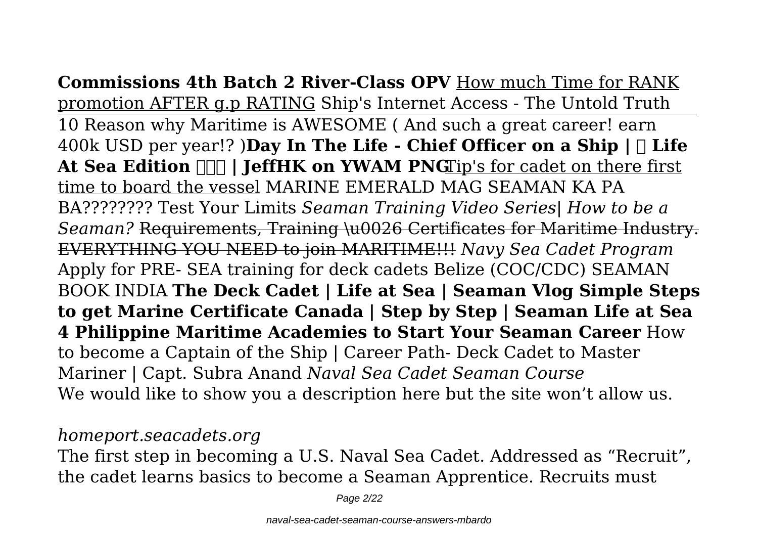**Commissions 4th Batch 2 River-Class OPV** How much Time for RANK promotion AFTER g.p RATING Ship's Internet Access - The Untold Truth

10 Reason why Maritime is AWESOME ( And such a great career! earn 400k USD per year!? )**Day In The Life - Chief Officer on a Ship | ⛵ Life At Sea Edition 🌊🌊🌊 | JeffHK on YWAM PNG**Tip's for cadet on there first time to board the vessel MARINE EMERALD MAG SEAMAN KA PA BA???????? Test Your Limits *Seaman Training Video Series| How to be a Seaman?* ~~Requirements, Training \u0026 Certificates for Maritime Industry. EVERYTHING YOU NEED to join MARITIME!!!~~ *Navy Sea Cadet Program* Apply for PRE- SEA training for deck cadets Belize (COC/CDC) SEAMAN BOOK INDIA **The Deck Cadet | Life at Sea | Seaman Vlog Simple Steps to get Marine Certificate Canada | Step by Step | Seaman Life at Sea 4 Philippine Maritime Academies to Start Your Seaman Career** How to become a Captain of the Ship | Career Path- Deck Cadet to Master Mariner | Capt. Subra Anand *Naval Sea Cadet Seaman Course*
We would like to show you a description here but the site won't allow us.

*homeport.seacadets.org*

The first step in becoming a U.S. Naval Sea Cadet. Addressed as "Recruit", the cadet learns basics to become a Seaman Apprentice. Recruits must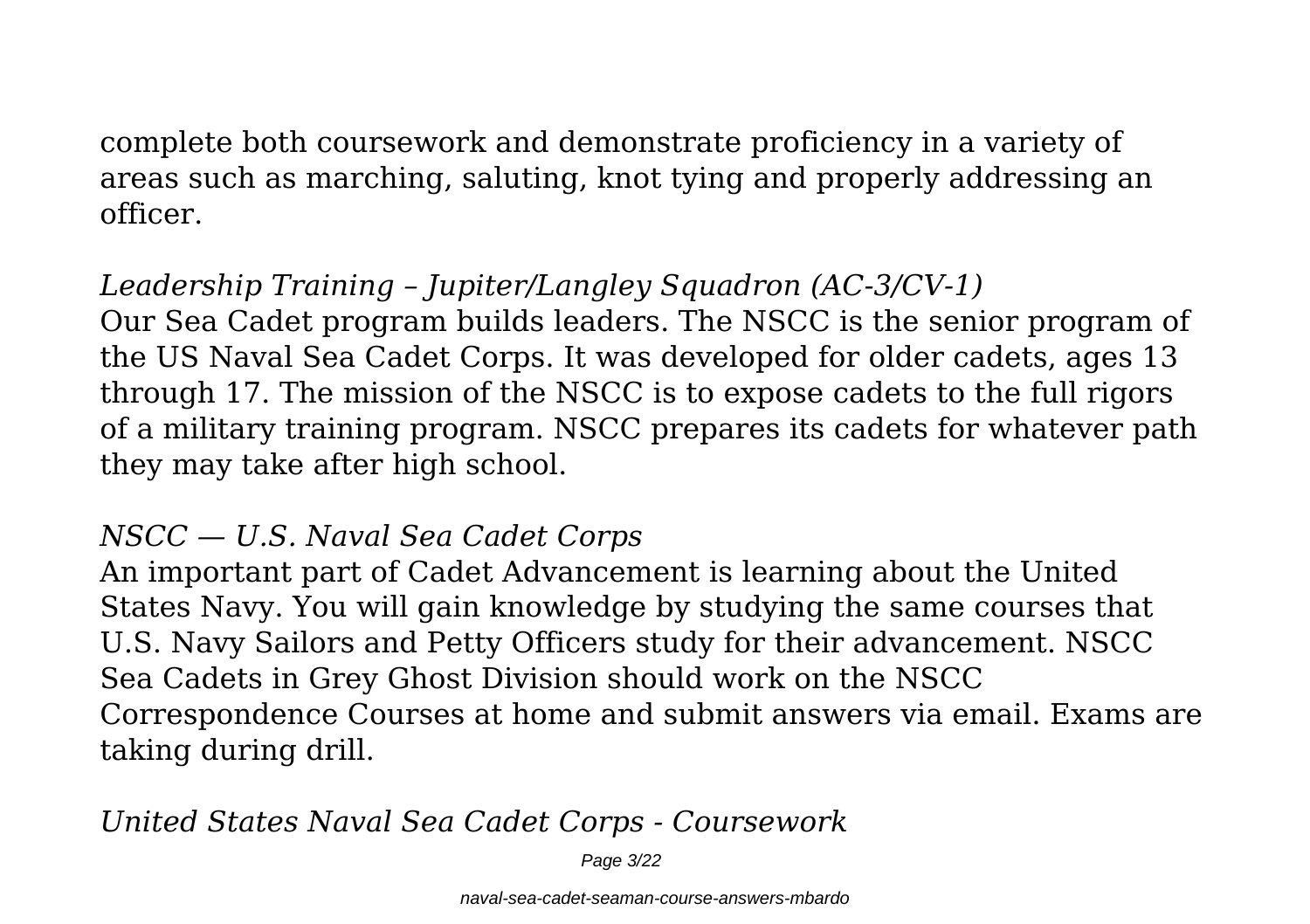complete both coursework and demonstrate proficiency in a variety of areas such as marching, saluting, knot tying and properly addressing an officer.

*Leadership Training – Jupiter/Langley Squadron (AC-3/CV-1)*

Our Sea Cadet program builds leaders. The NSCC is the senior program of the US Naval Sea Cadet Corps. It was developed for older cadets, ages 13 through 17. The mission of the NSCC is to expose cadets to the full rigors of a military training program. NSCC prepares its cadets for whatever path they may take after high school.

*NSCC — U.S. Naval Sea Cadet Corps*

An important part of Cadet Advancement is learning about the United States Navy. You will gain knowledge by studying the same courses that U.S. Navy Sailors and Petty Officers study for their advancement. NSCC Sea Cadets in Grey Ghost Division should work on the NSCC Correspondence Courses at home and submit answers via email. Exams are taking during drill.

*United States Naval Sea Cadet Corps - Coursework*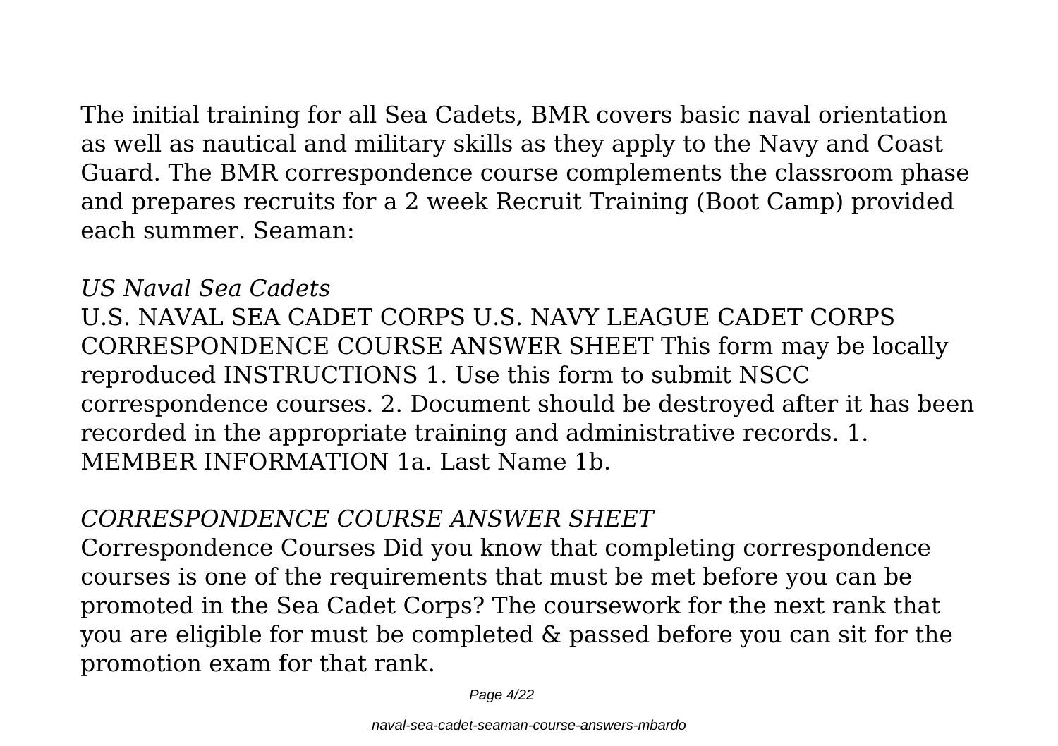The initial training for all Sea Cadets, BMR covers basic naval orientation as well as nautical and military skills as they apply to the Navy and Coast Guard. The BMR correspondence course complements the classroom phase and prepares recruits for a 2 week Recruit Training (Boot Camp) provided each summer. Seaman:

*US Naval Sea Cadets*

U.S. NAVAL SEA CADET CORPS U.S. NAVY LEAGUE CADET CORPS CORRESPONDENCE COURSE ANSWER SHEET This form may be locally reproduced INSTRUCTIONS 1. Use this form to submit NSCC correspondence courses. 2. Document should be destroyed after it has been recorded in the appropriate training and administrative records. 1. MEMBER INFORMATION 1a. Last Name 1b.

*CORRESPONDENCE COURSE ANSWER SHEET*

Correspondence Courses Did you know that completing correspondence courses is one of the requirements that must be met before you can be promoted in the Sea Cadet Corps? The coursework for the next rank that you are eligible for must be completed & passed before you can sit for the promotion exam for that rank.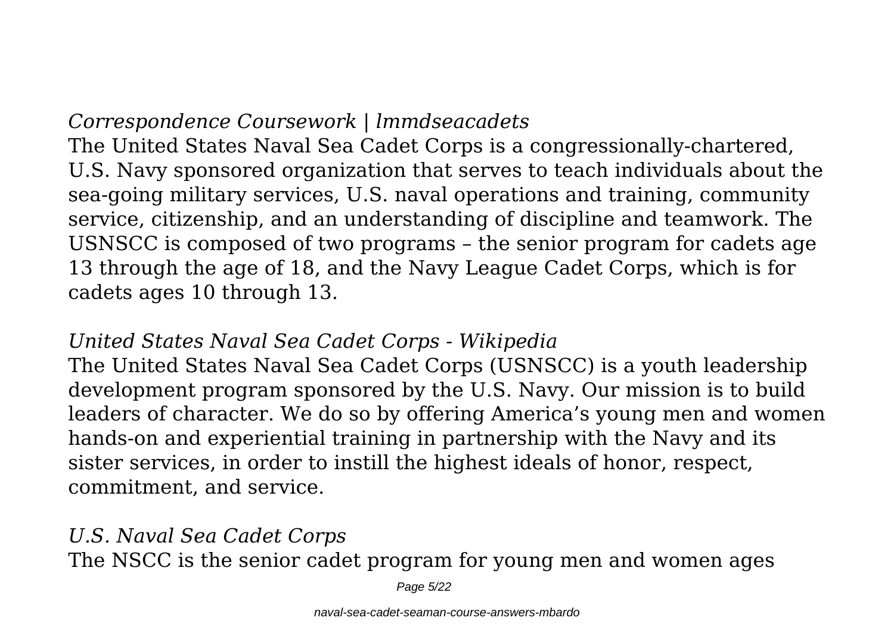*Correspondence Coursework | lmmdseacadets*

The United States Naval Sea Cadet Corps is a congressionally-chartered, U.S. Navy sponsored organization that serves to teach individuals about the sea-going military services, U.S. naval operations and training, community service, citizenship, and an understanding of discipline and teamwork. The USNSCC is composed of two programs – the senior program for cadets age 13 through the age of 18, and the Navy League Cadet Corps, which is for cadets ages 10 through 13.

*United States Naval Sea Cadet Corps - Wikipedia*

The United States Naval Sea Cadet Corps (USNSCC) is a youth leadership development program sponsored by the U.S. Navy. Our mission is to build leaders of character. We do so by offering America's young men and women hands-on and experiential training in partnership with the Navy and its sister services, in order to instill the highest ideals of honor, respect, commitment, and service.

*U.S. Naval Sea Cadet Corps*

The NSCC is the senior cadet program for young men and women ages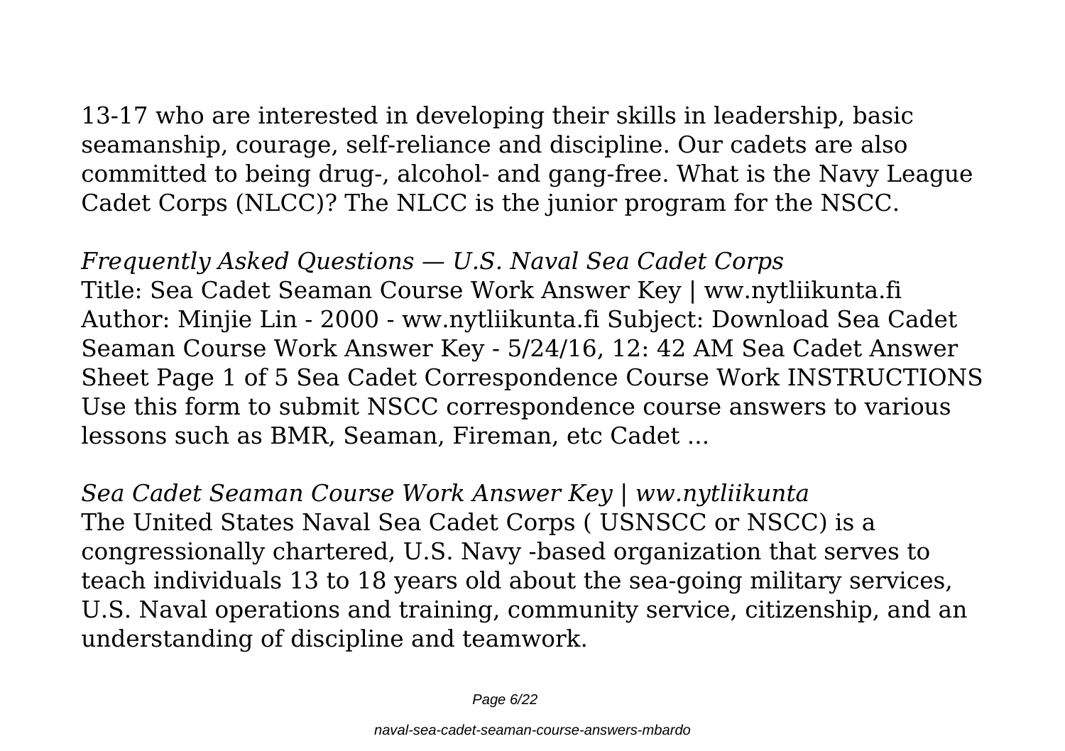13-17 who are interested in developing their skills in leadership, basic seamanship, courage, self-reliance and discipline. Our cadets are also committed to being drug-, alcohol- and gang-free. What is the Navy League Cadet Corps (NLCC)? The NLCC is the junior program for the NSCC.

*Frequently Asked Questions — U.S. Naval Sea Cadet Corps*

Title: Sea Cadet Seaman Course Work Answer Key | ww.nytliikunta.fi Author: Minjie Lin - 2000 - ww.nytliikunta.fi Subject: Download Sea Cadet Seaman Course Work Answer Key - 5/24/16, 12: 42 AM Sea Cadet Answer Sheet Page 1 of 5 Sea Cadet Correspondence Course Work INSTRUCTIONS Use this form to submit NSCC correspondence course answers to various lessons such as BMR, Seaman, Fireman, etc Cadet ...

*Sea Cadet Seaman Course Work Answer Key | ww.nytliikunta*

The United States Naval Sea Cadet Corps ( USNSCC or NSCC) is a congressionally chartered, U.S. Navy -based organization that serves to teach individuals 13 to 18 years old about the sea-going military services, U.S. Naval operations and training, community service, citizenship, and an understanding of discipline and teamwork.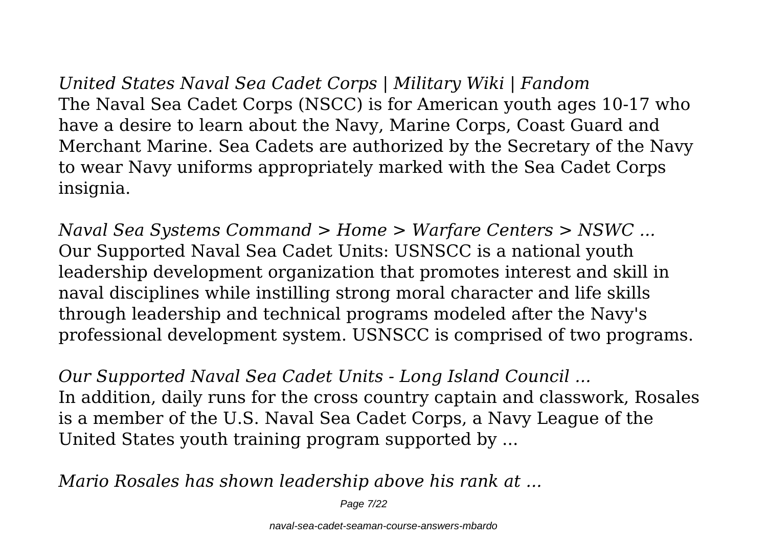*United States Naval Sea Cadet Corps | Military Wiki | Fandom*
The Naval Sea Cadet Corps (NSCC) is for American youth ages 10-17 who have a desire to learn about the Navy, Marine Corps, Coast Guard and Merchant Marine. Sea Cadets are authorized by the Secretary of the Navy to wear Navy uniforms appropriately marked with the Sea Cadet Corps insignia.

*Naval Sea Systems Command > Home > Warfare Centers > NSWC ...*
Our Supported Naval Sea Cadet Units: USNSCC is a national youth leadership development organization that promotes interest and skill in naval disciplines while instilling strong moral character and life skills through leadership and technical programs modeled after the Navy's professional development system. USNSCC is comprised of two programs.

*Our Supported Naval Sea Cadet Units - Long Island Council ...*
In addition, daily runs for the cross country captain and classwork, Rosales is a member of the U.S. Naval Sea Cadet Corps, a Navy League of the United States youth training program supported by ...

*Mario Rosales has shown leadership above his rank at ...*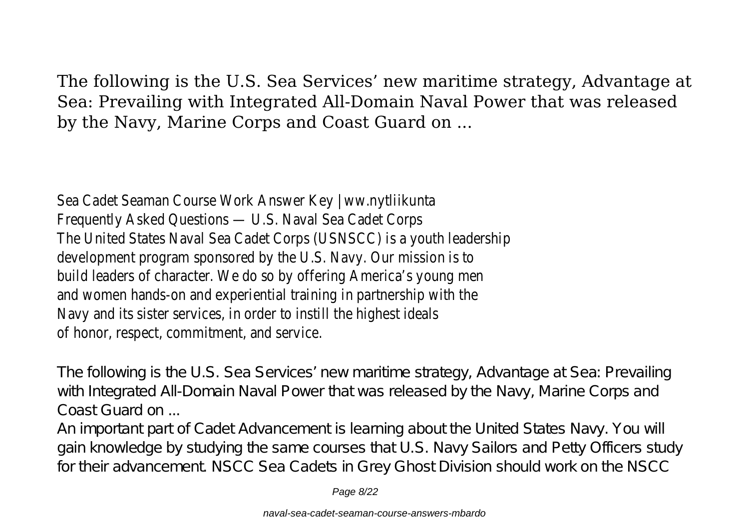The following is the U.S. Sea Services' new maritime strategy, Advantage at Sea: Prevailing with Integrated All-Domain Naval Power that was released by the Navy, Marine Corps and Coast Guard on ...

Sea Cadet Seaman Course Work Answer Key | ww.nytliikunta
Frequently Asked Questions — U.S. Naval Sea Cadet Corps
The United States Naval Sea Cadet Corps (USNSCC) is a youth leadership development program sponsored by the U.S. Navy. Our mission is to build leaders of character. We do so by offering America's young men and women hands-on and experiential training in partnership with the Navy and its sister services, in order to instill the highest ideals of honor, respect, commitment, and service.

The following is the U.S. Sea Services' new maritime strategy, Advantage at Sea: Prevailing with Integrated All-Domain Naval Power that was released by the Navy, Marine Corps and Coast Guard on ...

An important part of Cadet Advancement is learning about the United States Navy. You will gain knowledge by studying the same courses that U.S. Navy Sailors and Petty Officers study for their advancement. NSCC Sea Cadets in Grey Ghost Division should work on the NSCC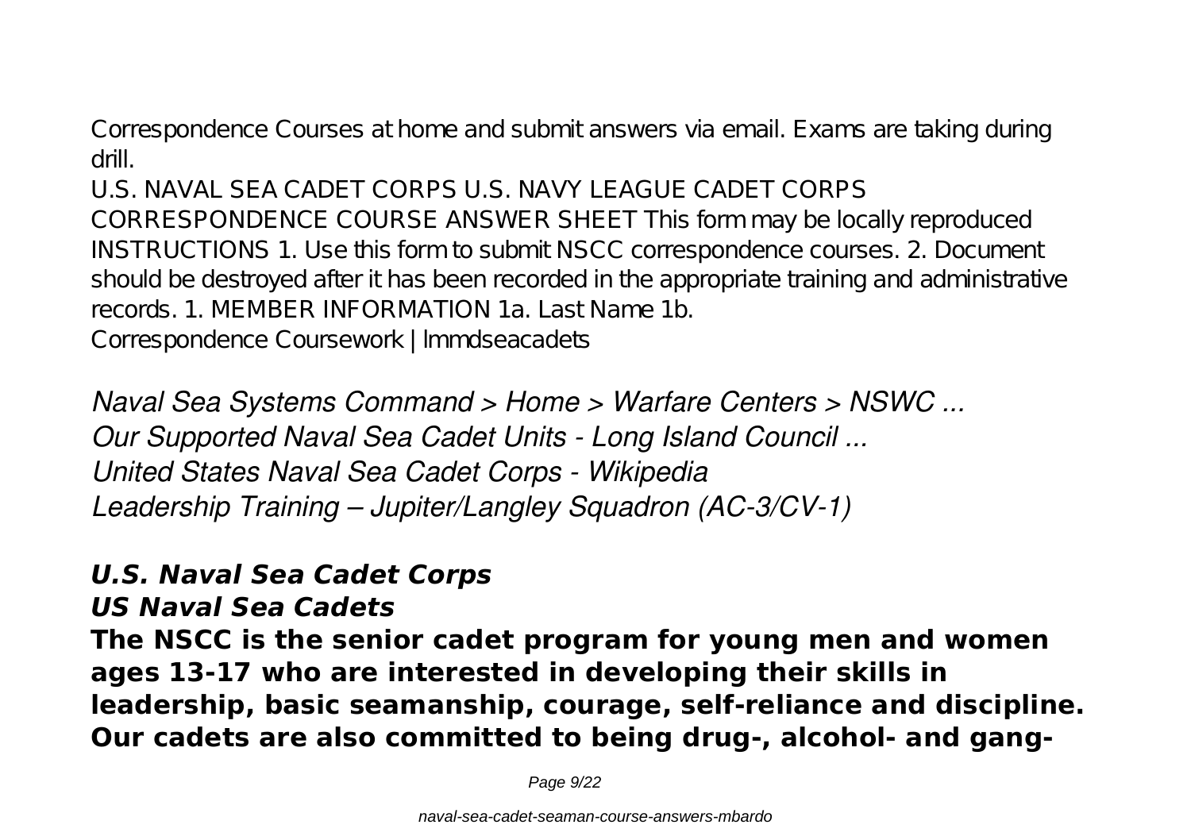Correspondence Courses at home and submit answers via email. Exams are taking during drill.

U.S. NAVAL SEA CADET CORPS U.S. NAVY LEAGUE CADET CORPS CORRESPONDENCE COURSE ANSWER SHEET This form may be locally reproduced INSTRUCTIONS 1. Use this form to submit NSCC correspondence courses. 2. Document should be destroyed after it has been recorded in the appropriate training and administrative records. 1. MEMBER INFORMATION 1a. Last Name 1b.

Correspondence Coursework | lmmdseacadets

*Naval Sea Systems Command > Home > Warfare Centers > NSWC ...*
*Our Supported Naval Sea Cadet Units - Long Island Council ...*
*United States Naval Sea Cadet Corps - Wikipedia*
*Leadership Training – Jupiter/Langley Squadron (AC-3/CV-1)*

## *U.S. Naval Sea Cadet Corps*

## *US Naval Sea Cadets*

**The NSCC is the senior cadet program for young men and women ages 13-17 who are interested in developing their skills in leadership, basic seamanship, courage, self-reliance and discipline. Our cadets are also committed to being drug-, alcohol- and gang-**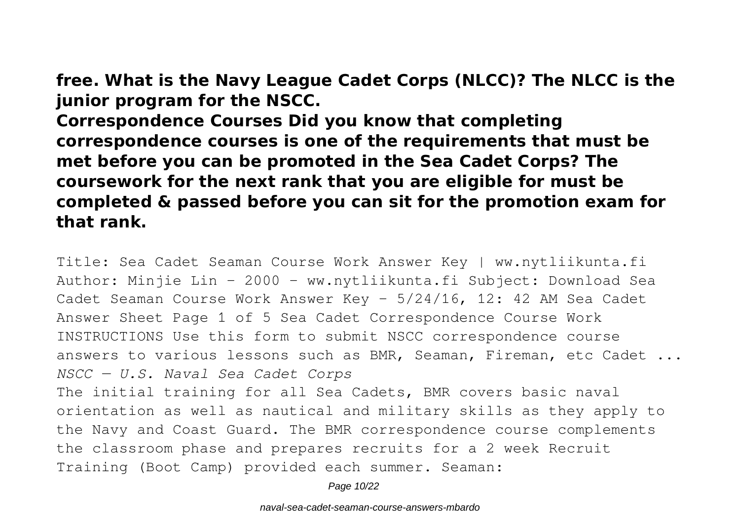**free. What is the Navy League Cadet Corps (NLCC)? The NLCC is the junior program for the NSCC.**

**Correspondence Courses Did you know that completing correspondence courses is one of the requirements that must be met before you can be promoted in the Sea Cadet Corps? The coursework for the next rank that you are eligible for must be completed & passed before you can sit for the promotion exam for that rank.**

Title: Sea Cadet Seaman Course Work Answer Key | ww.nytliikunta.fi Author: Minjie Lin - 2000 - ww.nytliikunta.fi Subject: Download Sea Cadet Seaman Course Work Answer Key - 5/24/16, 12: 42 AM Sea Cadet Answer Sheet Page 1 of 5 Sea Cadet Correspondence Course Work INSTRUCTIONS Use this form to submit NSCC correspondence course answers to various lessons such as BMR, Seaman, Fireman, etc Cadet ...

*NSCC — U.S. Naval Sea Cadet Corps*

The initial training for all Sea Cadets, BMR covers basic naval orientation as well as nautical and military skills as they apply to the Navy and Coast Guard. The BMR correspondence course complements the classroom phase and prepares recruits for a 2 week Recruit Training (Boot Camp) provided each summer. Seaman: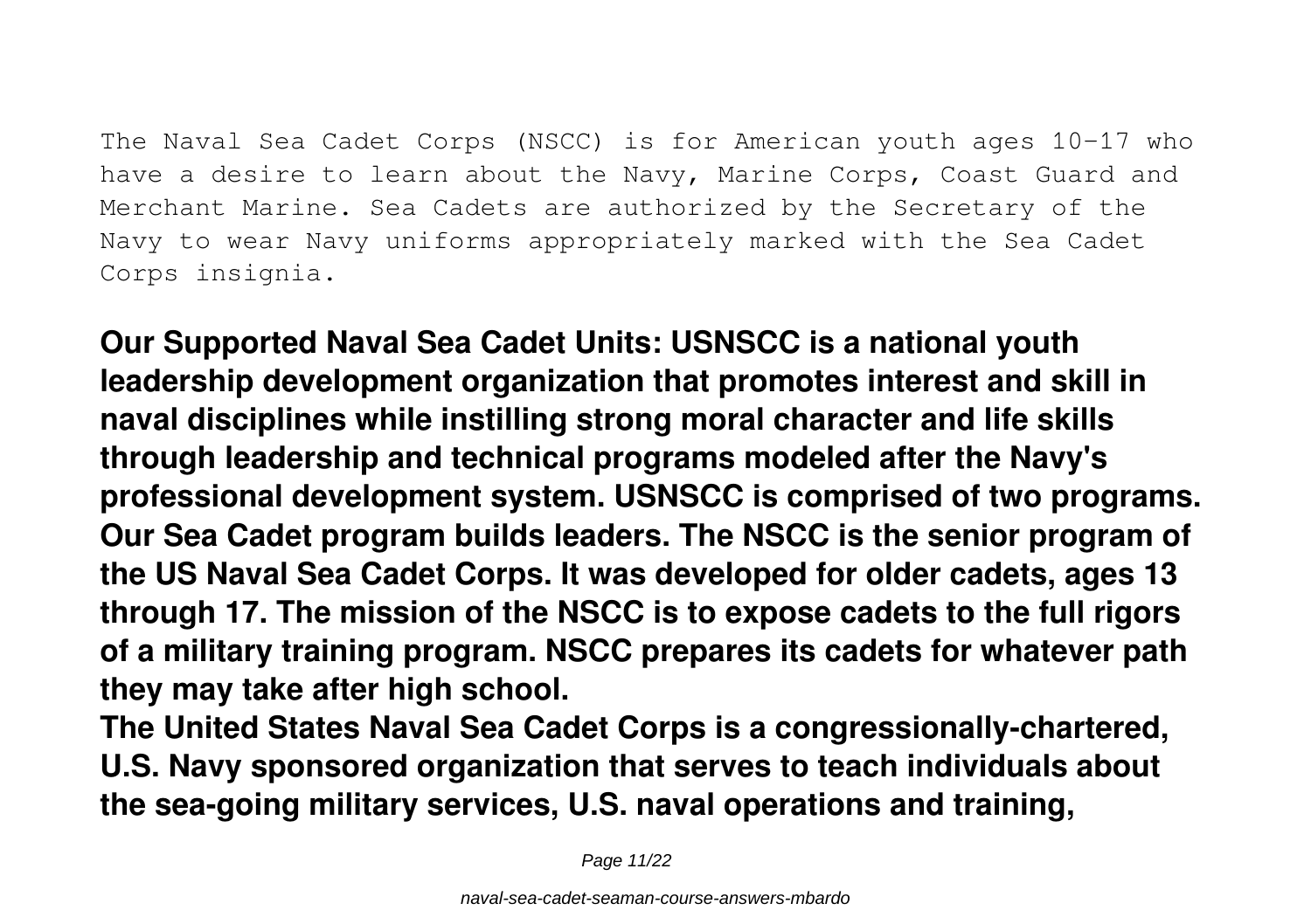The Naval Sea Cadet Corps (NSCC) is for American youth ages 10-17 who have a desire to learn about the Navy, Marine Corps, Coast Guard and Merchant Marine. Sea Cadets are authorized by the Secretary of the Navy to wear Navy uniforms appropriately marked with the Sea Cadet Corps insignia.

**Our Supported Naval Sea Cadet Units: USNSCC is a national youth leadership development organization that promotes interest and skill in naval disciplines while instilling strong moral character and life skills through leadership and technical programs modeled after the Navy's professional development system. USNSCC is comprised of two programs. Our Sea Cadet program builds leaders. The NSCC is the senior program of the US Naval Sea Cadet Corps. It was developed for older cadets, ages 13 through 17. The mission of the NSCC is to expose cadets to the full rigors of a military training program. NSCC prepares its cadets for whatever path they may take after high school.**

**The United States Naval Sea Cadet Corps is a congressionally-chartered, U.S. Navy sponsored organization that serves to teach individuals about the sea-going military services, U.S. naval operations and training,**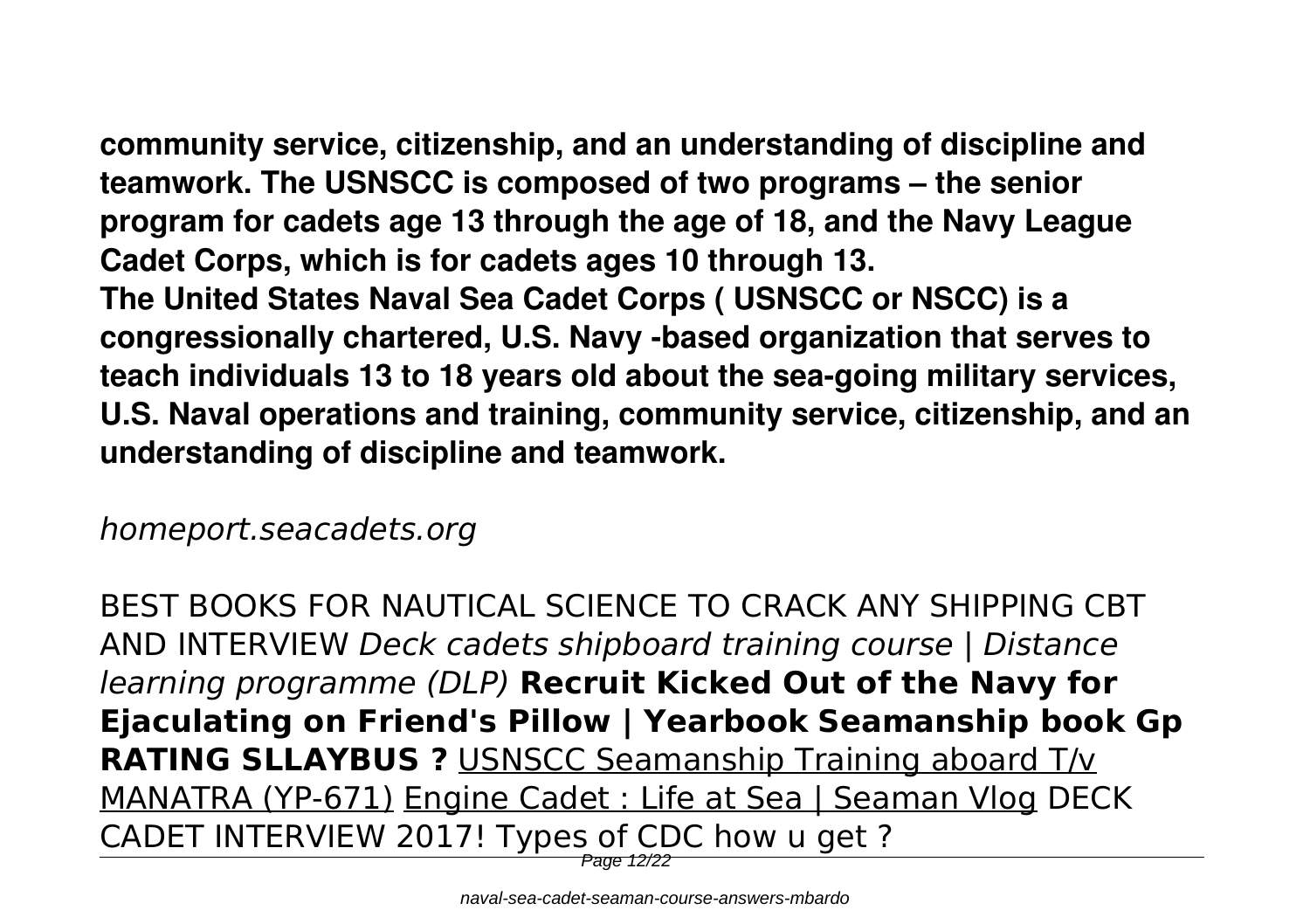**community service, citizenship, and an understanding of discipline and teamwork. The USNSCC is composed of two programs – the senior program for cadets age 13 through the age of 18, and the Navy League Cadet Corps, which is for cadets ages 10 through 13.**
**The United States Naval Sea Cadet Corps ( USNSCC or NSCC) is a congressionally chartered, U.S. Navy -based organization that serves to teach individuals 13 to 18 years old about the sea-going military services, U.S. Naval operations and training, community service, citizenship, and an understanding of discipline and teamwork.**

*homeport.seacadets.org*

BEST BOOKS FOR NAUTICAL SCIENCE TO CRACK ANY SHIPPING CBT AND INTERVIEW *Deck cadets shipboard training course | Distance learning programme (DLP)* **Recruit Kicked Out of the Navy for Ejaculating on Friend's Pillow | Yearbook Seamanship book Gp RATING SLLAYBUS ?** USNSCC Seamanship Training aboard T/v MANATRA (YP-671) Engine Cadet : Life at Sea | Seaman Vlog DECK CADET INTERVIEW 2017! Types of CDC how u get ?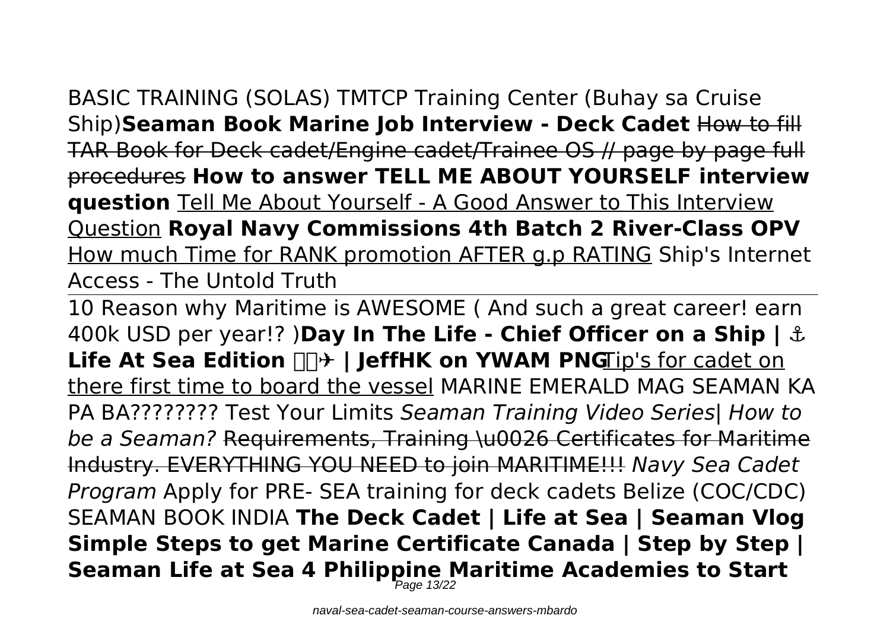BASIC TRAINING (SOLAS) TMTCP Training Center (Buhay sa Cruise Ship)**Seaman Book Marine Job Interview - Deck Cadet** ~~How to fill TAR Book for Deck cadet/Engine cadet/Trainee OS // page by page full procedures~~ **How to answer TELL ME ABOUT YOURSELF interview question** Tell Me About Yourself - A Good Answer to This Interview Question **Royal Navy Commissions 4th Batch 2 River-Class OPV** How much Time for RANK promotion AFTER g.p RATING Ship's Internet Access - The Untold Truth

---

10 Reason why Maritime is AWESOME ( And such a great career! earn 400k USD per year!? )**Day In The Life - Chief Officer on a Ship | ⚓ Life At Sea Edition ✈ | JeffHK on YWAM PNG**Tip's for cadet on there first time to board the vessel MARINE EMERALD MAG SEAMAN KA PA BA???????? Test Your Limits *Seaman Training Video Series| How to be a Seaman?* ~~Requirements, Training \u0026 Certificates for Maritime Industry. EVERYTHING YOU NEED to join MARITIME!!!~~ *Navy Sea Cadet Program* Apply for PRE- SEA training for deck cadets Belize (COC/CDC) SEAMAN BOOK INDIA **The Deck Cadet | Life at Sea | Seaman Vlog Simple Steps to get Marine Certificate Canada | Step by Step | Seaman Life at Sea 4 Philippine Maritime Academies to Start**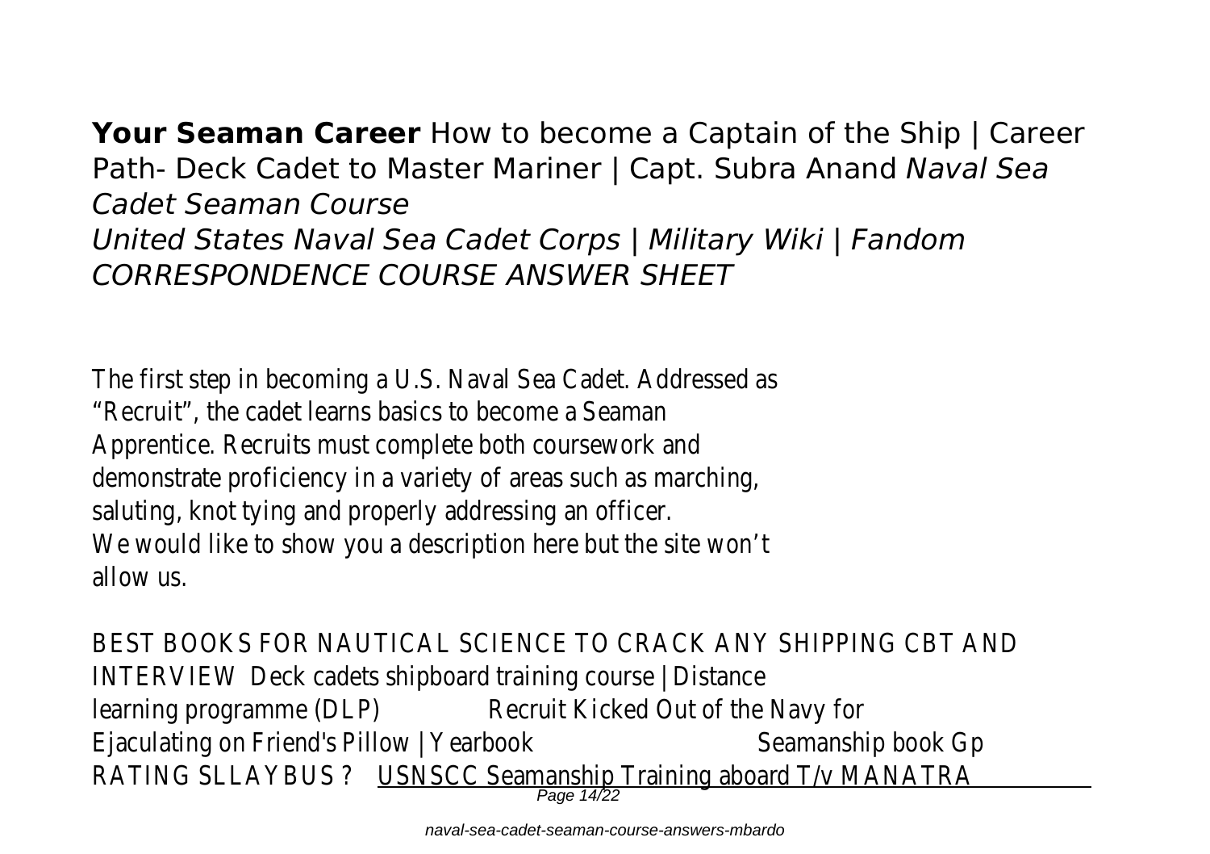**Your Seaman Career** How to become a Captain of the Ship | Career Path- Deck Cadet to Master Mariner | Capt. Subra Anand *Naval Sea Cadet Seaman Course*

*United States Naval Sea Cadet Corps | Military Wiki | Fandom*

*CORRESPONDENCE COURSE ANSWER SHEET*

The first step in becoming a U.S. Naval Sea Cadet. Addressed as "Recruit", the cadet learns basics to become a Seaman Apprentice. Recruits must complete both coursework and demonstrate proficiency in a variety of areas such as marching, saluting, knot tying and properly addressing an officer.
We would like to show you a description here but the site won't allow us.

BEST BOOKS FOR NAUTICAL SCIENCE TO CRACK ANY SHIPPING CBT AND INTERVIEW Deck cadets shipboard training course | Distance learning programme (DLP) Recruit Kicked Out of the Navy for Ejaculating on Friend's Pillow | Yearbook Seamanship book Gp RATING SLLAYBUS ? USNSCC Seamanship Training aboard T/v MANATRA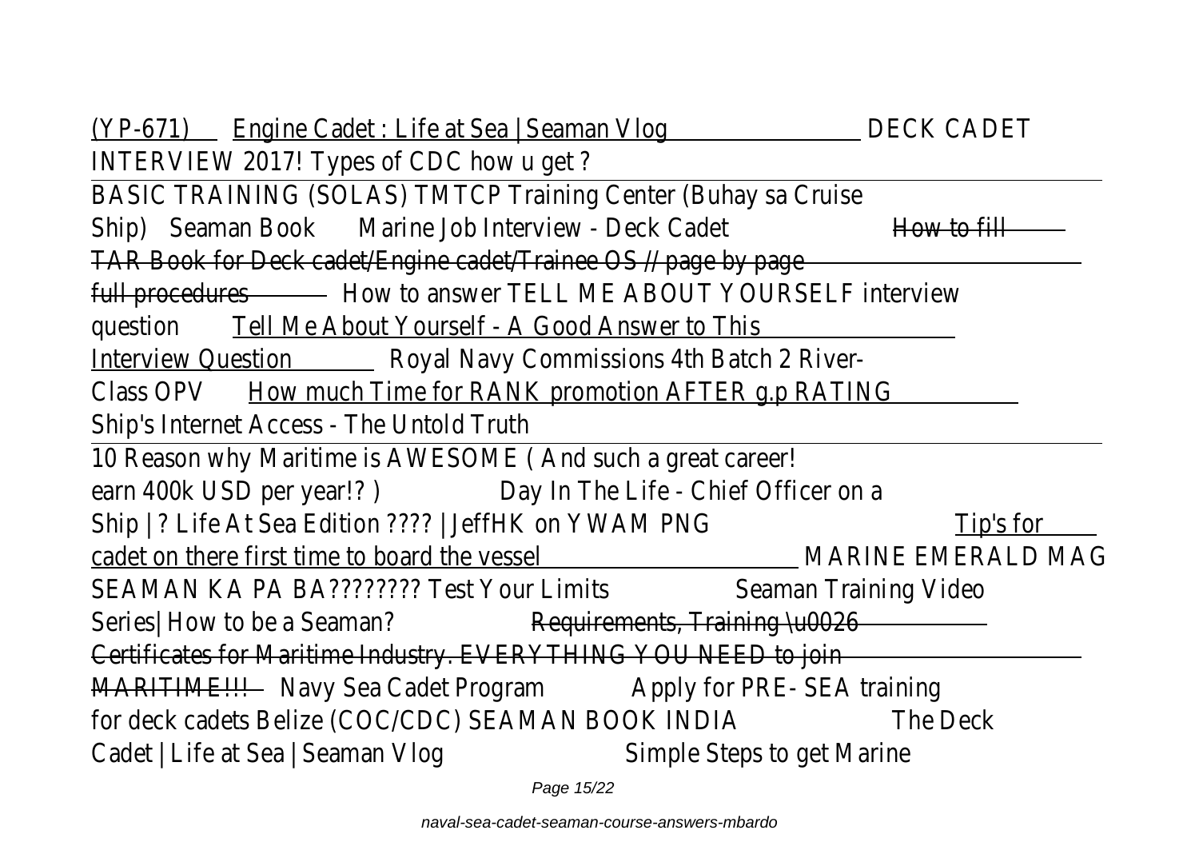(YP-671) Engine Cadet : Life at Sea | Seaman Vlog DECK CADET INTERVIEW 2017! Types of CDC how u get ?

BASIC TRAINING (SOLAS) TMTCP Training Center (Buhay sa Cruise Ship) Seaman Book Marine Job Interview - Deck Cadet How to fill TAR Book for Deck cadet/Engine cadet/Trainee OS // page by page full procedures How to answer TELL ME ABOUT YOURSELF interview question Tell Me About Yourself - A Good Answer to This Interview Question Royal Navy Commissions 4th Batch 2 River-Class OPV How much Time for RANK promotion AFTER g.p RATING Ship's Internet Access - The Untold Truth

10 Reason why Maritime is AWESOME ( And such a great career! earn 400k USD per year!? ) Day In The Life - Chief Officer on a Ship | ? Life At Sea Edition ???? | JeffHK on YWAM PNG Tip's for cadet on there first time to board the vessel MARINE EMERALD MAG SEAMAN KA PA BA???????? Test Your Limits Seaman Training Video Series| How to be a Seaman? Requirements, Training \u0026 Certificates for Maritime Industry. EVERYTHING YOU NEED to join MARITIME!!! Navy Sea Cadet Program Apply for PRE- SEA training for deck cadets Belize (COC/CDC) SEAMAN BOOK INDIA The Deck Cadet | Life at Sea | Seaman Vlog Simple Steps to get Marine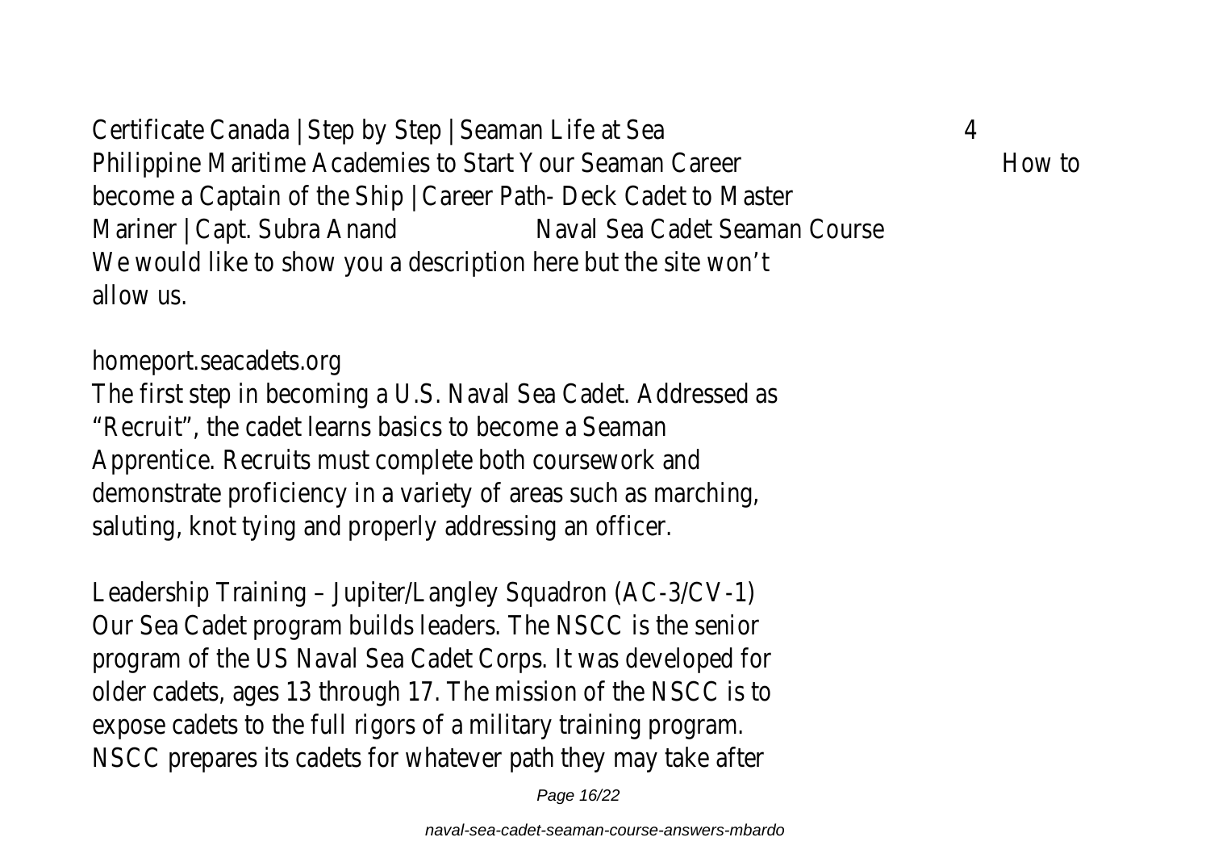Certificate Canada | Step by Step | Seaman Life at Sea 4 Philippine Maritime Academies to Start Your Seaman Career How to become a Captain of the Ship | Career Path- Deck Cadet to Master Mariner | Capt. Subra Anand Naval Sea Cadet Seaman Course We would like to show you a description here but the site won't allow us.

homeport.seacadets.org

The first step in becoming a U.S. Naval Sea Cadet. Addressed as "Recruit", the cadet learns basics to become a Seaman Apprentice. Recruits must complete both coursework and demonstrate proficiency in a variety of areas such as marching, saluting, knot tying and properly addressing an officer.

Leadership Training – Jupiter/Langley Squadron (AC-3/CV-1)

Our Sea Cadet program builds leaders. The NSCC is the senior program of the US Naval Sea Cadet Corps. It was developed for older cadets, ages 13 through 17. The mission of the NSCC is to expose cadets to the full rigors of a military training program. NSCC prepares its cadets for whatever path they may take after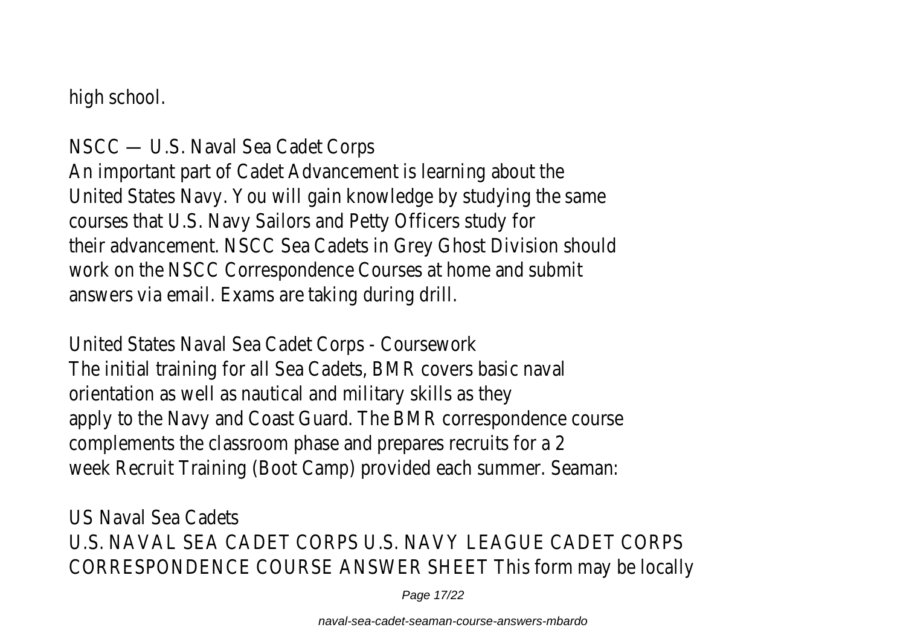high school.

NSCC — U.S. Naval Sea Cadet Corps
An important part of Cadet Advancement is learning about the United States Navy. You will gain knowledge by studying the same courses that U.S. Navy Sailors and Petty Officers study for their advancement. NSCC Sea Cadets in Grey Ghost Division should work on the NSCC Correspondence Courses at home and submit answers via email. Exams are taking during drill.

United States Naval Sea Cadet Corps - Coursework
The initial training for all Sea Cadets, BMR covers basic naval orientation as well as nautical and military skills as they apply to the Navy and Coast Guard. The BMR correspondence course complements the classroom phase and prepares recruits for a 2 week Recruit Training (Boot Camp) provided each summer. Seaman:

US Naval Sea Cadets
U.S. NAVAL SEA CADET CORPS U.S. NAVY LEAGUE CADET CORPS CORRESPONDENCE COURSE ANSWER SHEET This form may be locally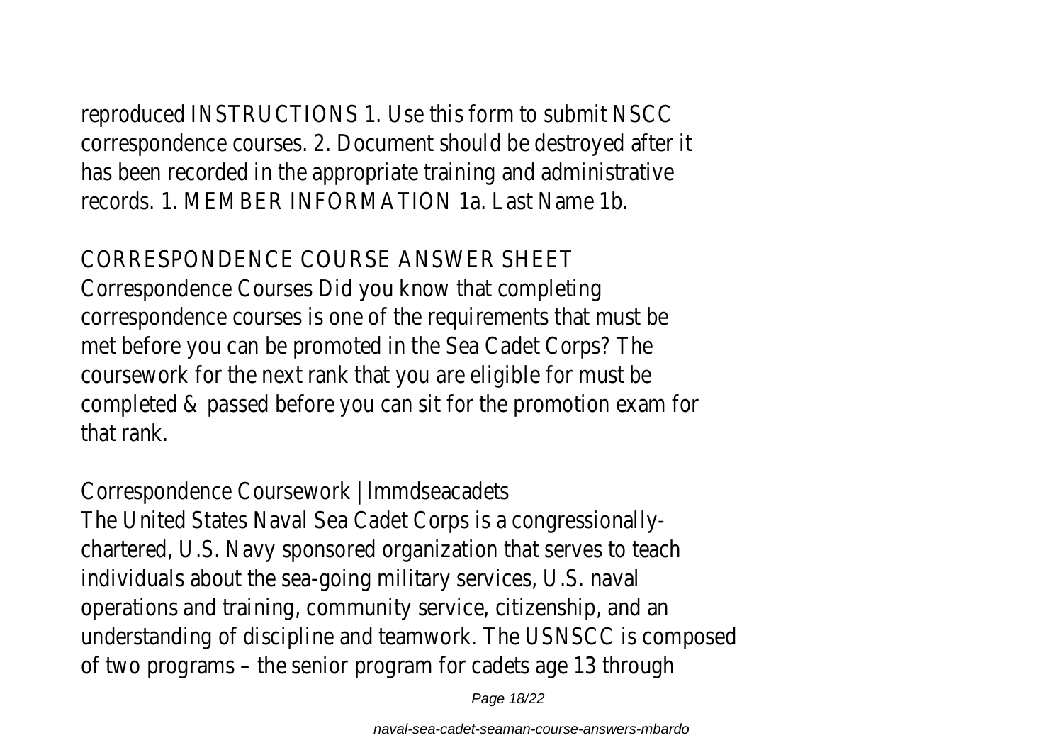reproduced INSTRUCTIONS 1. Use this form to submit NSCC correspondence courses. 2. Document should be destroyed after it has been recorded in the appropriate training and administrative records. 1. MEMBER INFORMATION 1a. Last Name 1b.

## CORRESPONDENCE COURSE ANSWER SHEET

Correspondence Courses Did you know that completing correspondence courses is one of the requirements that must be met before you can be promoted in the Sea Cadet Corps? The coursework for the next rank that you are eligible for must be completed & passed before you can sit for the promotion exam for that rank.

## Correspondence Coursework | lmmdseacadets

The United States Naval Sea Cadet Corps is a congressionally-chartered, U.S. Navy sponsored organization that serves to teach individuals about the sea-going military services, U.S. naval operations and training, community service, citizenship, and an understanding of discipline and teamwork. The USNSCC is composed of two programs – the senior program for cadets age 13 through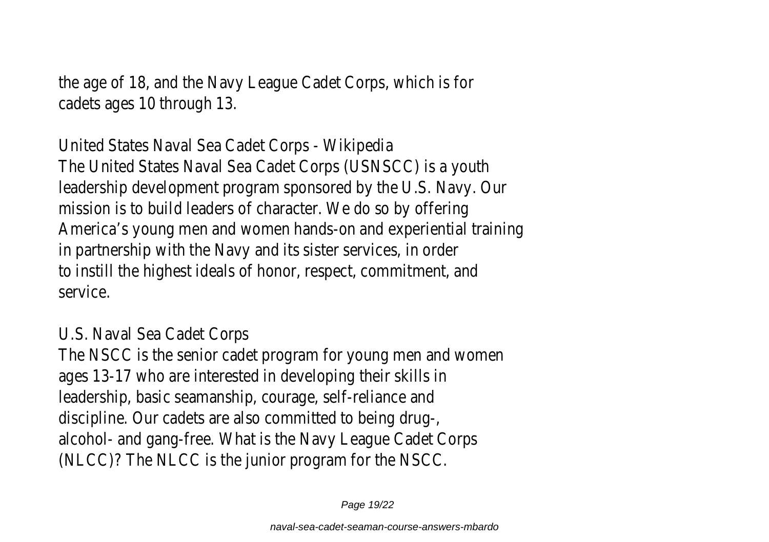the age of 18, and the Navy League Cadet Corps, which is for cadets ages 10 through 13.

United States Naval Sea Cadet Corps - Wikipedia

The United States Naval Sea Cadet Corps (USNSCC) is a youth leadership development program sponsored by the U.S. Navy. Our mission is to build leaders of character. We do so by offering America's young men and women hands-on and experiential training in partnership with the Navy and its sister services, in order to instill the highest ideals of honor, respect, commitment, and service.

U.S. Naval Sea Cadet Corps

The NSCC is the senior cadet program for young men and women ages 13-17 who are interested in developing their skills in leadership, basic seamanship, courage, self-reliance and discipline. Our cadets are also committed to being drug-, alcohol- and gang-free. What is the Navy League Cadet Corps (NLCC)? The NLCC is the junior program for the NSCC.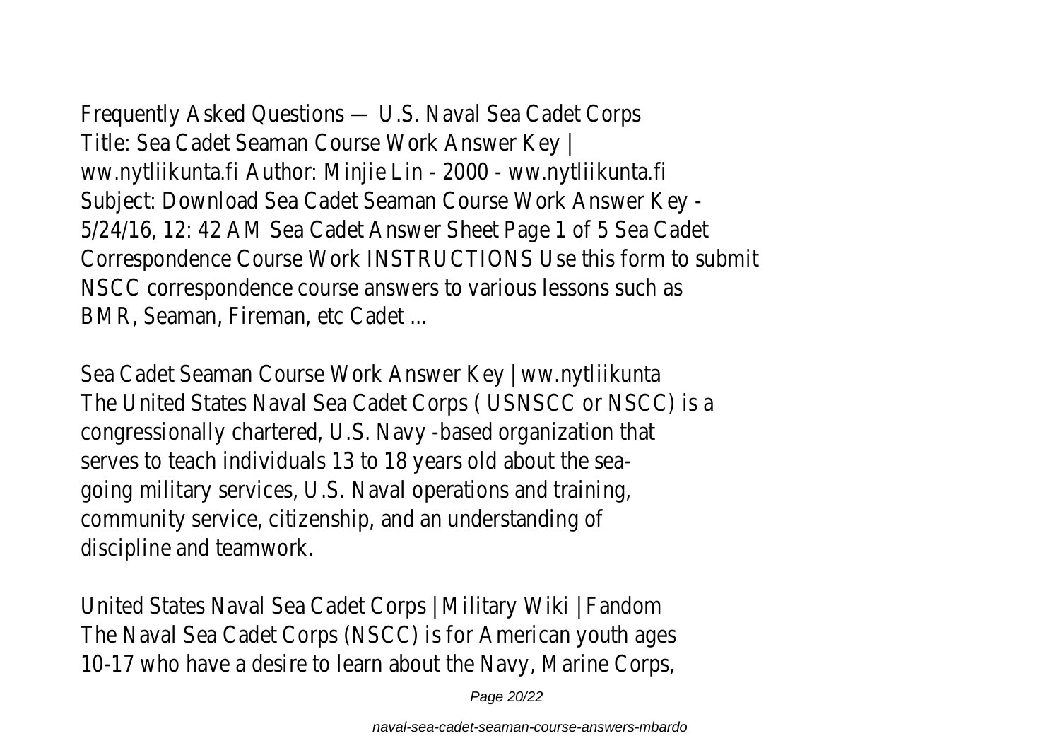Frequently Asked Questions — U.S. Naval Sea Cadet Corps
Title: Sea Cadet Seaman Course Work Answer Key | ww.nytliikunta.fi Author: Minjie Lin - 2000 - ww.nytliikunta.fi Subject: Download Sea Cadet Seaman Course Work Answer Key - 5/24/16, 12: 42 AM Sea Cadet Answer Sheet Page 1 of 5 Sea Cadet Correspondence Course Work INSTRUCTIONS Use this form to submit NSCC correspondence course answers to various lessons such as BMR, Seaman, Fireman, etc Cadet ...

Sea Cadet Seaman Course Work Answer Key | ww.nytliikunta
The United States Naval Sea Cadet Corps ( USNSCC or NSCC) is a congressionally chartered, U.S. Navy -based organization that serves to teach individuals 13 to 18 years old about the sea-going military services, U.S. Naval operations and training, community service, citizenship, and an understanding of discipline and teamwork.

United States Naval Sea Cadet Corps | Military Wiki | Fandom
The Naval Sea Cadet Corps (NSCC) is for American youth ages 10-17 who have a desire to learn about the Navy, Marine Corps,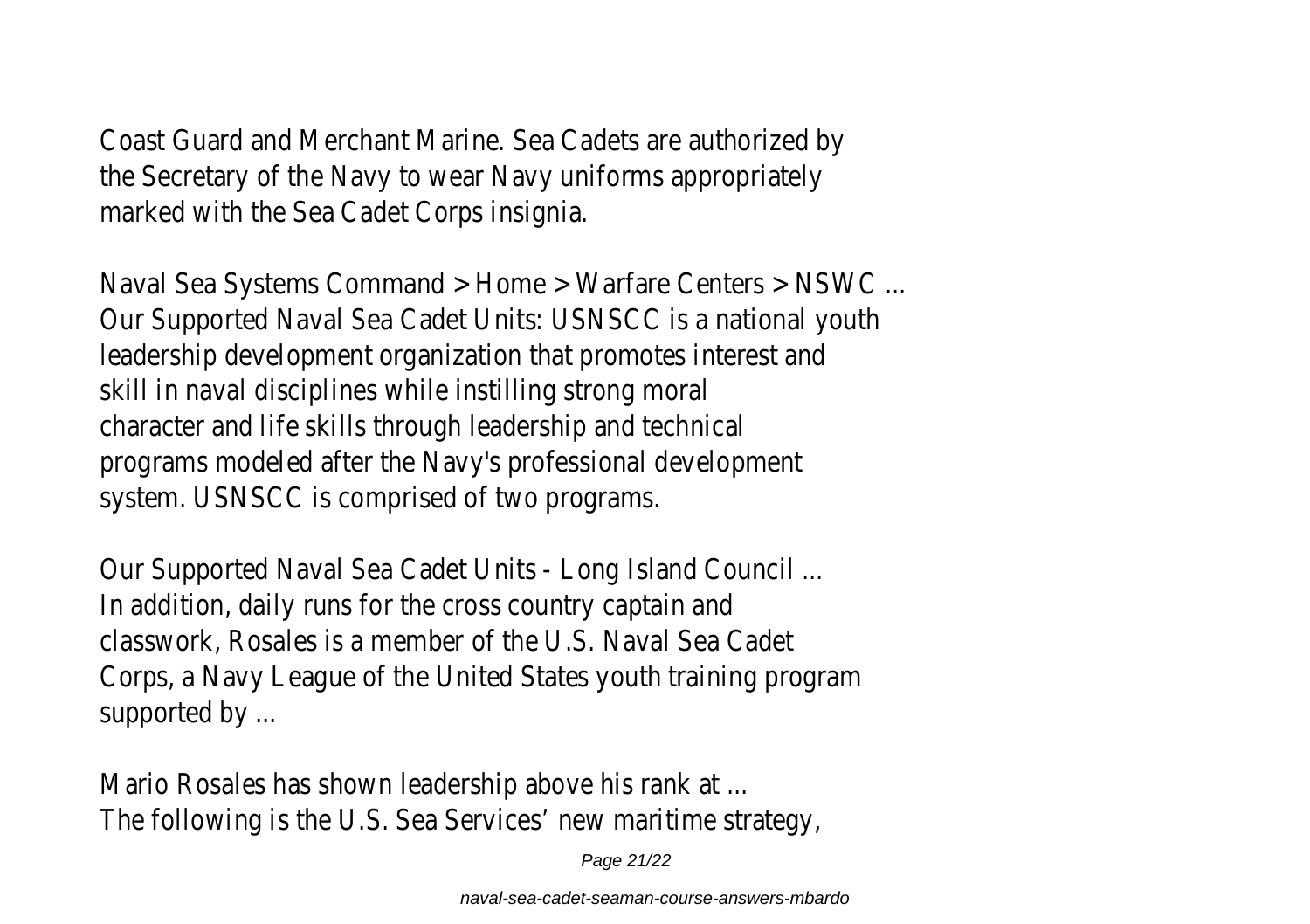Coast Guard and Merchant Marine. Sea Cadets are authorized by the Secretary of the Navy to wear Navy uniforms appropriately marked with the Sea Cadet Corps insignia.

Naval Sea Systems Command > Home > Warfare Centers > NSWC ...
Our Supported Naval Sea Cadet Units: USNSCC is a national youth leadership development organization that promotes interest and skill in naval disciplines while instilling strong moral character and life skills through leadership and technical programs modeled after the Navy's professional development system. USNSCC is comprised of two programs.

Our Supported Naval Sea Cadet Units - Long Island Council ...
In addition, daily runs for the cross country captain and classwork, Rosales is a member of the U.S. Naval Sea Cadet Corps, a Navy League of the United States youth training program supported by ...

Mario Rosales has shown leadership above his rank at ...
The following is the U.S. Sea Services' new maritime strategy,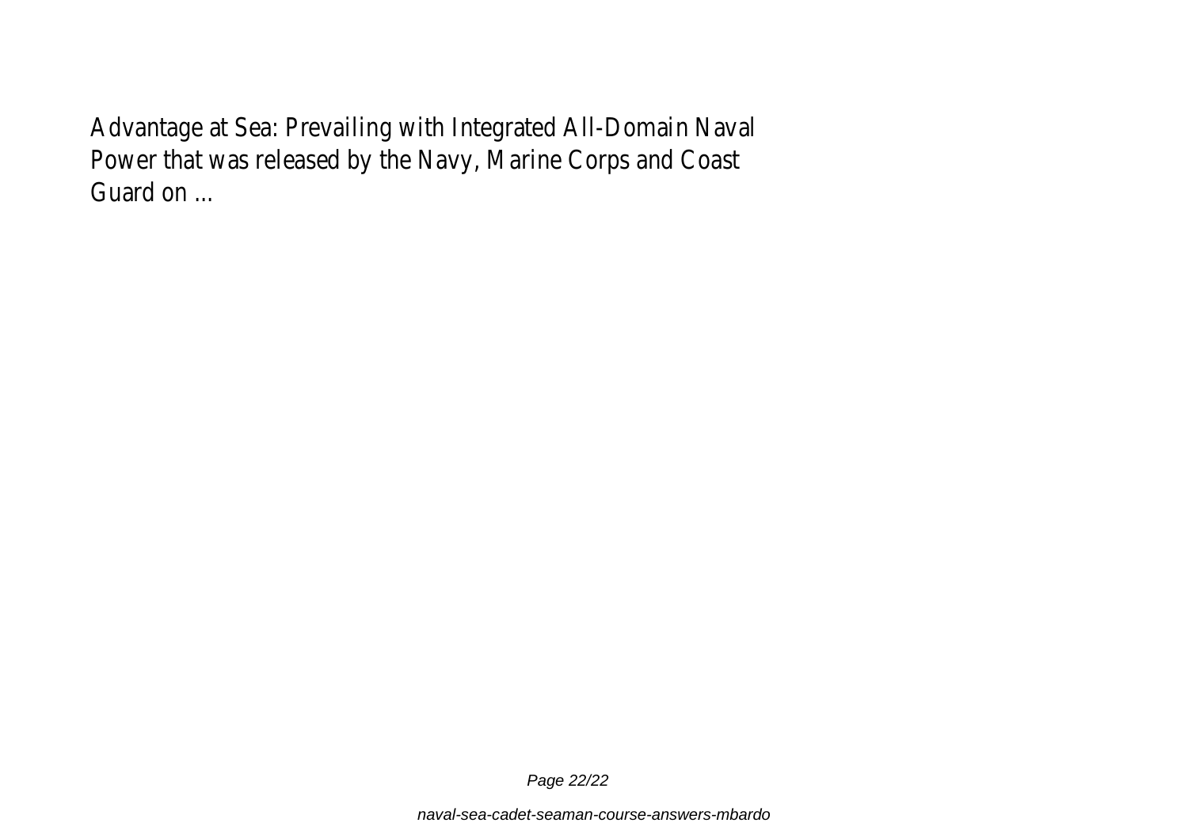Advantage at Sea: Prevailing with Integrated All-Domain Naval Power that was released by the Navy, Marine Corps and Coast Guard on ...